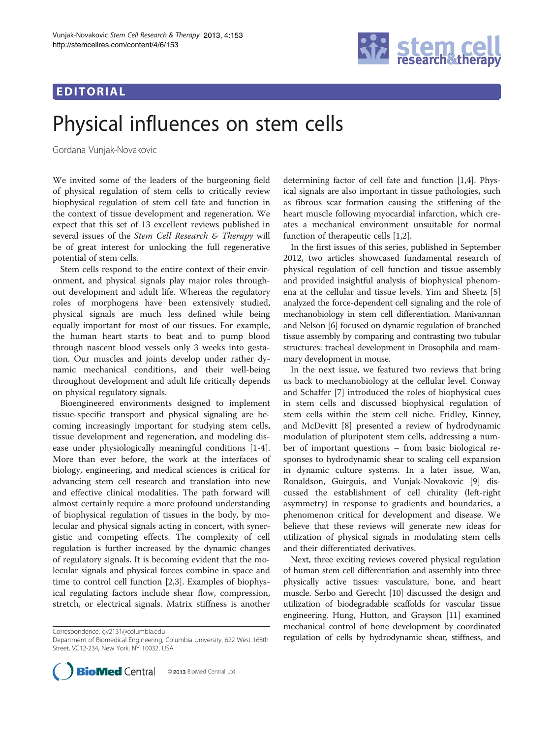EDITORIAL

# Physical influences on stem cells

Gordana Vunjak-Novakovic

We invited some of the leaders of the burgeoning field of physical regulation of stem cells to critically review biophysical regulation of stem cell fate and function in the context of tissue development and regeneration. We expect that this set of 13 excellent reviews published in several issues of the *Stem Cell Research & Therapy* will be of great interest for unlocking the full regenerative potential of stem cells.

Stem cells respond to the entire context of their environment, and physical signals play major roles throughout development and adult life. Whereas the regulatory roles of morphogens have been extensively studied, physical signals are much less defined while being equally important for most of our tissues. For example, the human heart starts to beat and to pump blood through nascent blood vessels only 3 weeks into gestation. Our muscles and joints develop under rather dynamic mechanical conditions, and their well-being throughout development and adult life critically depends on physical regulatory signals.

Bioengineered environments designed to implement tissue-specific transport and physical signaling are becoming increasingly important for studying stem cells, tissue development and regeneration, and modeling disease under physiologically meaningful conditions [1-4]. More than ever before, the work at the interfaces of biology, engineering, and medical sciences is critical for advancing stem cell research and translation into new and effective clinical modalities. The path forward will almost certainly require a more profound understanding of biophysical regulation of tissues in the body, by molecular and physical signals acting in concert, with synergistic and competing effects. The complexity of cell regulation is further increased by the dynamic changes of regulatory signals. It is becoming evident that the molecular signals and physical forces combine in space and time to control cell function [2,3]. Examples of biophysical regulating factors include shear flow, compression, stretch, or electrical signals. Matrix stiffness is another determining factor of cell fate and function [1,4]. Physical signals are also important in tissue pathologies, such as fibrous scar formation causing the stiffening of the heart muscle following myocardial infarction, which creates a mechanical environment unsuitable for normal function of therapeutic cells [1,2].

In the first issues of this series, published in September 2012, two articles showcased fundamental research of physical regulation of cell function and tissue assembly and provided insightful analysis of biophysical phenomena at the cellular and tissue levels. Yim and Sheetz [5] analyzed the force-dependent cell signaling and the role of mechanobiology in stem cell differentiation. Manivannan and Nelson [6] focused on dynamic regulation of branched tissue assembly by comparing and contrasting two tubular structures: tracheal development in Drosophila and mammary development in mouse.

In the next issue, we featured two reviews that bring us back to mechanobiology at the cellular level. Conway and Schaffer [7] introduced the roles of biophysical cues in stem cells and discussed biophysical regulation of stem cells within the stem cell niche. Fridley, Kinney, and McDevitt [8] presented a review of hydrodynamic modulation of pluripotent stem cells, addressing a number of important questions – from basic biological responses to hydrodynamic shear to scaling cell expansion in dynamic culture systems. In a later issue, Wan, Ronaldson, Guirguis, and Vunjak-Novakovic [9] discussed the establishment of cell chirality (left-right asymmetry) in response to gradients and boundaries, a phenomenon critical for development and disease. We believe that these reviews will generate new ideas for utilization of physical signals in modulating stem cells and their differentiated derivatives.

Next, three exciting reviews covered physical regulation of human stem cell differentiation and assembly into three physically active tissues: vasculature, bone, and heart muscle. Serbo and Gerecht [10] discussed the design and utilization of biodegradable scaffolds for vascular tissue engineering. Hung, Hutton, and Grayson [11] examined mechanical control of bone development by coordinated regulation of cells by hydrodynamic shear, stiffness, and

Correspondence: gv2131@columbia.edu
Department of Biomedical Engineering, Columbia University, 622 West 168th Street, VC12-234, New York, NY 10032, USA

© 2013 BioMed Central Ltd.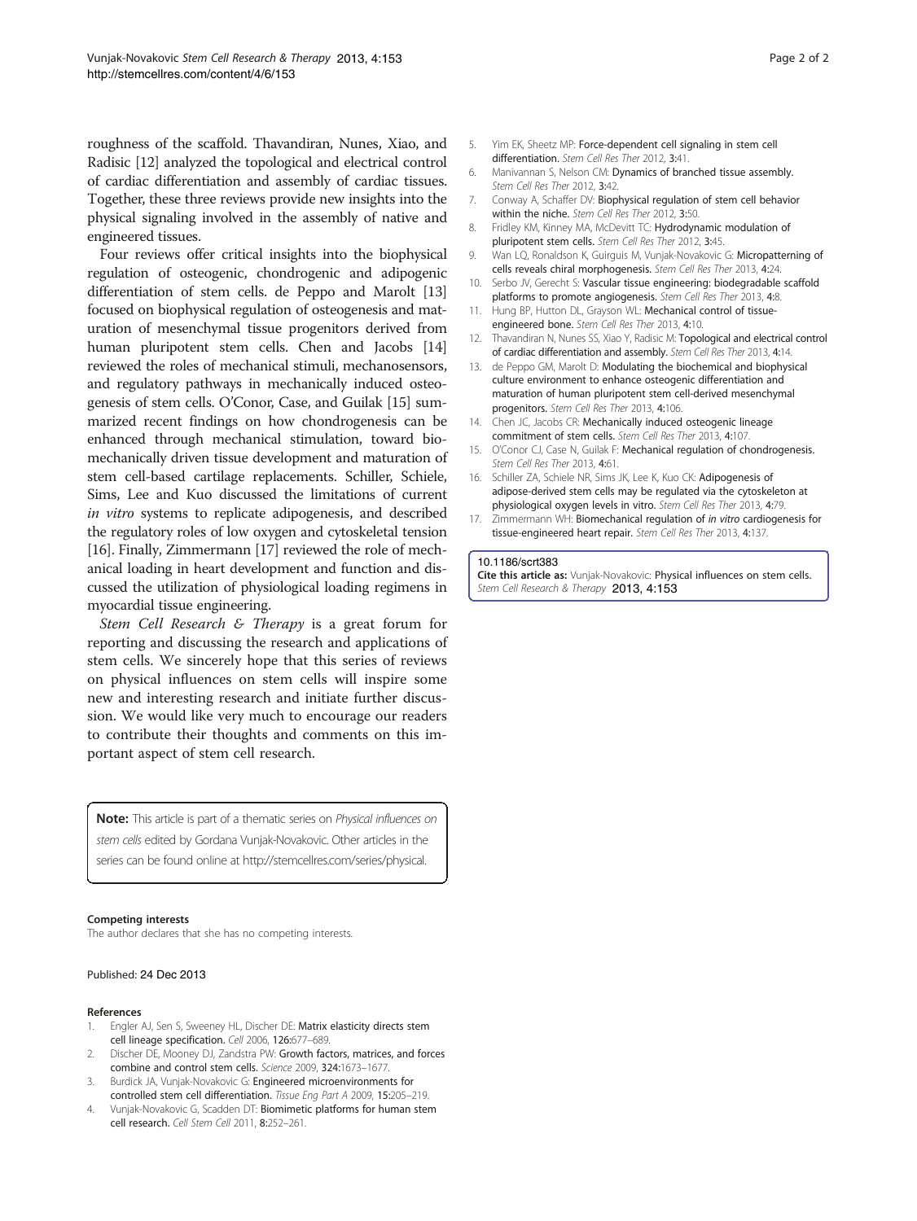roughness of the scaffold. Thavandiran, Nunes, Xiao, and Radisic [12] analyzed the topological and electrical control of cardiac differentiation and assembly of cardiac tissues. Together, these three reviews provide new insights into the physical signaling involved in the assembly of native and engineered tissues.

Four reviews offer critical insights into the biophysical regulation of osteogenic, chondrogenic and adipogenic differentiation of stem cells. de Peppo and Marolt [13] focused on biophysical regulation of osteogenesis and maturation of mesenchymal tissue progenitors derived from human pluripotent stem cells. Chen and Jacobs [14] reviewed the roles of mechanical stimuli, mechanosensors, and regulatory pathways in mechanically induced osteogenesis of stem cells. O'Conor, Case, and Guilak [15] summarized recent findings on how chondrogenesis can be enhanced through mechanical stimulation, toward biomechanically driven tissue development and maturation of stem cell-based cartilage replacements. Schiller, Schiele, Sims, Lee and Kuo discussed the limitations of current *in vitro* systems to replicate adipogenesis, and described the regulatory roles of low oxygen and cytoskeletal tension [16]. Finally, Zimmermann [17] reviewed the role of mechanical loading in heart development and function and discussed the utilization of physiological loading regimens in myocardial tissue engineering.

*Stem Cell Research & Therapy* is a great forum for reporting and discussing the research and applications of stem cells. We sincerely hope that this series of reviews on physical influences on stem cells will inspire some new and interesting research and initiate further discussion. We would like very much to encourage our readers to contribute their thoughts and comments on this important aspect of stem cell research.

**Note:** This article is part of a thematic series on *Physical influences on stem cells* edited by Gordana Vunjak-Novakovic. Other articles in the series can be found online at http://stemcellres.com/series/physical.

#### Competing interests
The author declares that she has no competing interests.

Published: 24 Dec 2013

#### References
1. Engler AJ, Sen S, Sweeney HL, Discher DE: **Matrix elasticity directs stem cell lineage specification.** *Cell* 2006, **126:**677–689.
2. Discher DE, Mooney DJ, Zandstra PW: **Growth factors, matrices, and forces combine and control stem cells.** *Science* 2009, **324:**1673–1677.
3. Burdick JA, Vunjak-Novakovic G: **Engineered microenvironments for controlled stem cell differentiation.** *Tissue Eng Part A* 2009, **15:**205–219.
4. Vunjak-Novakovic G, Scadden DT: **Biomimetic platforms for human stem cell research.** *Cell Stem Cell* 2011, **8:**252–261.
5. Yim EK, Sheetz MP: **Force-dependent cell signaling in stem cell differentiation.** *Stem Cell Res Ther* 2012, **3:**41.
6. Manivannan S, Nelson CM: **Dynamics of branched tissue assembly.** *Stem Cell Res Ther* 2012, **3:**42.
7. Conway A, Schaffer DV: **Biophysical regulation of stem cell behavior within the niche.** *Stem Cell Res Ther* 2012, **3:**50.
8. Fridley KM, Kinney MA, McDevitt TC: **Hydrodynamic modulation of pluripotent stem cells.** *Stem Cell Res Ther* 2012, **3:**45.
9. Wan LQ, Ronaldson K, Guirguis M, Vunjak-Novakovic G: **Micropatterning of cells reveals chiral morphogenesis.** *Stem Cell Res Ther* 2013, **4:**24.
10. Serbo JV, Gerecht S: **Vascular tissue engineering: biodegradable scaffold platforms to promote angiogenesis.** *Stem Cell Res Ther* 2013, **4:**8.
11. Hung BP, Hutton DL, Grayson WL: **Mechanical control of tissue-engineered bone.** *Stem Cell Res Ther* 2013, **4:**10.
12. Thavandiran N, Nunes SS, Xiao Y, Radisic M: **Topological and electrical control of cardiac differentiation and assembly.** *Stem Cell Res Ther* 2013, **4:**14.
13. de Peppo GM, Marolt D: **Modulating the biochemical and biophysical culture environment to enhance osteogenic differentiation and maturation of human pluripotent stem cell-derived mesenchymal progenitors.** *Stem Cell Res Ther* 2013, **4:**106.
14. Chen JC, Jacobs CR: **Mechanically induced osteogenic lineage commitment of stem cells.** *Stem Cell Res Ther* 2013, **4:**107.
15. O'Conor CJ, Case N, Guilak F: **Mechanical regulation of chondrogenesis.** *Stem Cell Res Ther* 2013, **4:**61.
16. Schiller ZA, Schiele NR, Sims JK, Lee K, Kuo CK: **Adipogenesis of adipose-derived stem cells may be regulated via the cytoskeleton at physiological oxygen levels in vitro.** *Stem Cell Res Ther* 2013, **4:**79.
17. Zimmermann WH: **Biomechanical regulation of *in vitro* cardiogenesis for tissue-engineered heart repair.** *Stem Cell Res Ther* 2013, **4:**137.

10.1186/scrt383

**Cite this article as:** Vunjak-Novakovic: Physical influences on stem cells. *Stem Cell Research & Therapy* 2013, 4:153